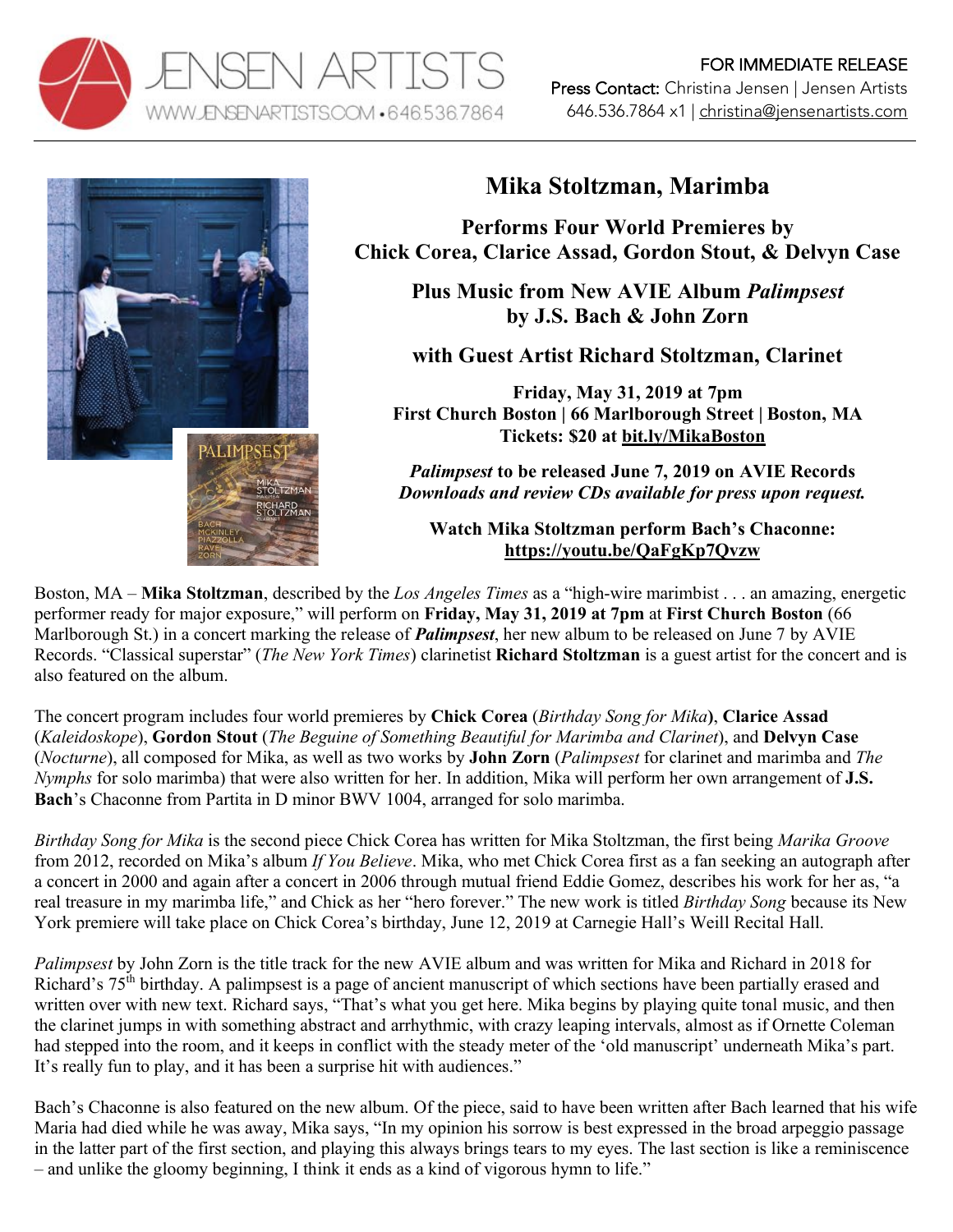JENSEN ARTISTS
WWW.JENSENARTISTS.COM • 646.536.7864

FOR IMMEDIATE RELEASE
Press Contact: Christina Jensen | Jensen Artists
646.536.7864 x1 | christina@jensenartists.com

# Mika Stoltzman, Marimba

## Performs Four World Premieres by Chick Corea, Clarice Assad, Gordon Stout, & Delvyn Case

## Plus Music from New AVIE Album *Palimpsest* by J.S. Bach & John Zorn

## with Guest Artist Richard Stoltzman, Clarinet

**Friday, May 31, 2019 at 7pm**
**First Church Boston | 66 Marlborough Street | Boston, MA**
**Tickets: $20 at bit.ly/MikaBoston**

***Palimpsest* to be released June 7, 2019 on AVIE Records**
***Downloads and review CDs available for press upon request.***

**Watch Mika Stoltzman perform Bach's Chaconne:**
**https://youtu.be/QaFgKp7Qvzw**

Boston, MA – **Mika Stoltzman**, described by the *Los Angeles Times* as a "high-wire marimbist . . . an amazing, energetic performer ready for major exposure," will perform on **Friday, May 31, 2019 at 7pm** at **First Church Boston** (66 Marlborough St.) in a concert marking the release of ***Palimpsest***, her new album to be released on June 7 by AVIE Records. "Classical superstar" (*The New York Times*) clarinetist **Richard Stoltzman** is a guest artist for the concert and is also featured on the album.

The concert program includes four world premieres by **Chick Corea** (*Birthday Song for Mika*), **Clarice Assad** (*Kaleidoskope*), **Gordon Stout** (*The Beguine of Something Beautiful for Marimba and Clarinet*), and **Delvyn Case** (*Nocturne*), all composed for Mika, as well as two works by **John Zorn** (*Palimpsest* for clarinet and marimba and *The Nymphs* for solo marimba) that were also written for her. In addition, Mika will perform her own arrangement of **J.S. Bach**'s Chaconne from Partita in D minor BWV 1004, arranged for solo marimba.

*Birthday Song for Mika* is the second piece Chick Corea has written for Mika Stoltzman, the first being *Marika Groove* from 2012, recorded on Mika's album *If You Believe*. Mika, who met Chick Corea first as a fan seeking an autograph after a concert in 2000 and again after a concert in 2006 through mutual friend Eddie Gomez, describes his work for her as, "a real treasure in my marimba life," and Chick as her "hero forever." The new work is titled *Birthday Song* because its New York premiere will take place on Chick Corea's birthday, June 12, 2019 at Carnegie Hall's Weill Recital Hall.

*Palimpsest* by John Zorn is the title track for the new AVIE album and was written for Mika and Richard in 2018 for Richard's 75th birthday. A palimpsest is a page of ancient manuscript of which sections have been partially erased and written over with new text. Richard says, "That's what you get here. Mika begins by playing quite tonal music, and then the clarinet jumps in with something abstract and arrhythmic, with crazy leaping intervals, almost as if Ornette Coleman had stepped into the room, and it keeps in conflict with the steady meter of the 'old manuscript' underneath Mika's part. It's really fun to play, and it has been a surprise hit with audiences."

Bach's Chaconne is also featured on the new album. Of the piece, said to have been written after Bach learned that his wife Maria had died while he was away, Mika says, "In my opinion his sorrow is best expressed in the broad arpeggio passage in the latter part of the first section, and playing this always brings tears to my eyes. The last section is like a reminiscence – and unlike the gloomy beginning, I think it ends as a kind of vigorous hymn to life."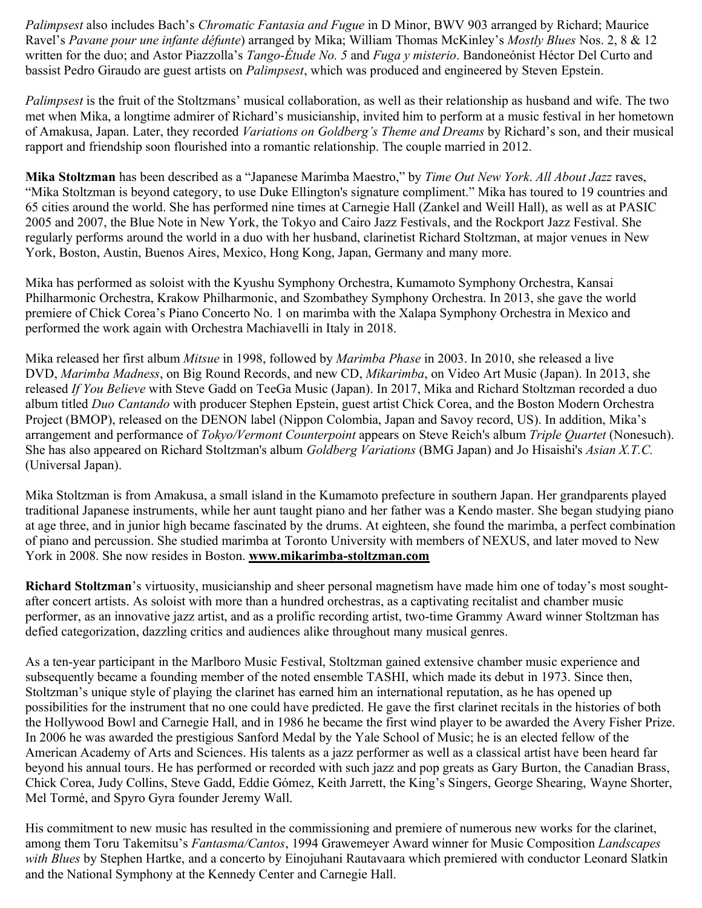*Palimpsest* also includes Bach's *Chromatic Fantasia and Fugue* in D Minor, BWV 903 arranged by Richard; Maurice Ravel's *Pavane pour une infante défunte*) arranged by Mika; William Thomas McKinley's *Mostly Blues* Nos. 2, 8 & 12 written for the duo; and Astor Piazzolla's *Tango-Étude No. 5* and *Fuga y misterio*. Bandoneónist Héctor Del Curto and bassist Pedro Giraudo are guest artists on *Palimpsest*, which was produced and engineered by Steven Epstein.

*Palimpsest* is the fruit of the Stoltzmans' musical collaboration, as well as their relationship as husband and wife. The two met when Mika, a longtime admirer of Richard's musicianship, invited him to perform at a music festival in her hometown of Amakusa, Japan. Later, they recorded *Variations on Goldberg's Theme and Dreams* by Richard's son, and their musical rapport and friendship soon flourished into a romantic relationship. The couple married in 2012.

**Mika Stoltzman** has been described as a "Japanese Marimba Maestro," by *Time Out New York*. *All About Jazz* raves, "Mika Stoltzman is beyond category, to use Duke Ellington's signature compliment." Mika has toured to 19 countries and 65 cities around the world. She has performed nine times at Carnegie Hall (Zankel and Weill Hall), as well as at PASIC 2005 and 2007, the Blue Note in New York, the Tokyo and Cairo Jazz Festivals, and the Rockport Jazz Festival. She regularly performs around the world in a duo with her husband, clarinetist Richard Stoltzman, at major venues in New York, Boston, Austin, Buenos Aires, Mexico, Hong Kong, Japan, Germany and many more.

Mika has performed as soloist with the Kyushu Symphony Orchestra, Kumamoto Symphony Orchestra, Kansai Philharmonic Orchestra, Krakow Philharmonic, and Szombathey Symphony Orchestra. In 2013, she gave the world premiere of Chick Corea's Piano Concerto No. 1 on marimba with the Xalapa Symphony Orchestra in Mexico and performed the work again with Orchestra Machiavelli in Italy in 2018.

Mika released her first album *Mitsue* in 1998, followed by *Marimba Phase* in 2003. In 2010, she released a live DVD, *Marimba Madness*, on Big Round Records, and new CD, *Mikarimba*, on Video Art Music (Japan). In 2013, she released *If You Believe* with Steve Gadd on TeeGa Music (Japan). In 2017, Mika and Richard Stoltzman recorded a duo album titled *Duo Cantando* with producer Stephen Epstein, guest artist Chick Corea, and the Boston Modern Orchestra Project (BMOP), released on the DENON label (Nippon Colombia, Japan and Savoy record, US). In addition, Mika's arrangement and performance of *Tokyo/Vermont Counterpoint* appears on Steve Reich's album *Triple Quartet* (Nonesuch). She has also appeared on Richard Stoltzman's album *Goldberg Variations* (BMG Japan) and Jo Hisaishi's *Asian X.T.C.* (Universal Japan).

Mika Stoltzman is from Amakusa, a small island in the Kumamoto prefecture in southern Japan. Her grandparents played traditional Japanese instruments, while her aunt taught piano and her father was a Kendo master. She began studying piano at age three, and in junior high became fascinated by the drums. At eighteen, she found the marimba, a perfect combination of piano and percussion. She studied marimba at Toronto University with members of NEXUS, and later moved to New York in 2008. She now resides in Boston. **www.mikarimba-stoltzman.com**

**Richard Stoltzman**'s virtuosity, musicianship and sheer personal magnetism have made him one of today's most sought-after concert artists. As soloist with more than a hundred orchestras, as a captivating recitalist and chamber music performer, as an innovative jazz artist, and as a prolific recording artist, two-time Grammy Award winner Stoltzman has defied categorization, dazzling critics and audiences alike throughout many musical genres.

As a ten-year participant in the Marlboro Music Festival, Stoltzman gained extensive chamber music experience and subsequently became a founding member of the noted ensemble TASHI, which made its debut in 1973. Since then, Stoltzman's unique style of playing the clarinet has earned him an international reputation, as he has opened up possibilities for the instrument that no one could have predicted. He gave the first clarinet recitals in the histories of both the Hollywood Bowl and Carnegie Hall, and in 1986 he became the first wind player to be awarded the Avery Fisher Prize. In 2006 he was awarded the prestigious Sanford Medal by the Yale School of Music; he is an elected fellow of the American Academy of Arts and Sciences. His talents as a jazz performer as well as a classical artist have been heard far beyond his annual tours. He has performed or recorded with such jazz and pop greats as Gary Burton, the Canadian Brass, Chick Corea, Judy Collins, Steve Gadd, Eddie Gómez, Keith Jarrett, the King's Singers, George Shearing, Wayne Shorter, Mel Tormé, and Spyro Gyra founder Jeremy Wall.

His commitment to new music has resulted in the commissioning and premiere of numerous new works for the clarinet, among them Toru Takemitsu's *Fantasma/Cantos*, 1994 Grawemeyer Award winner for Music Composition *Landscapes with Blues* by Stephen Hartke, and a concerto by Einojuhani Rautavaara which premiered with conductor Leonard Slatkin and the National Symphony at the Kennedy Center and Carnegie Hall.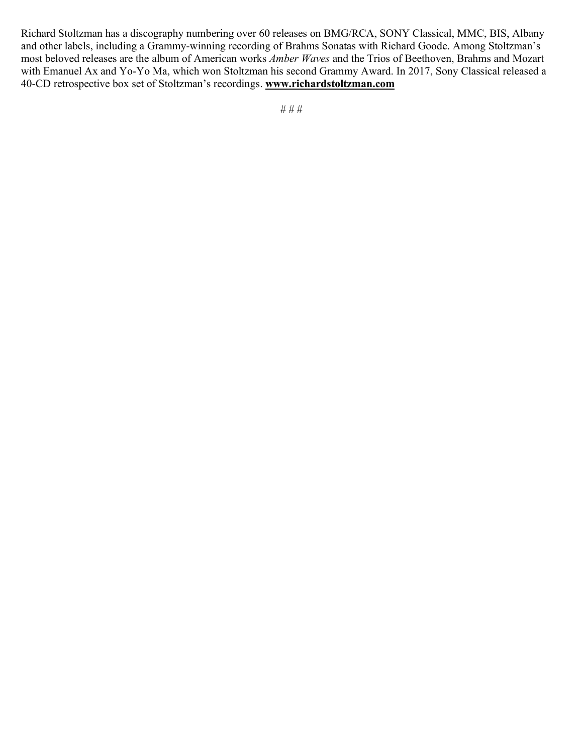Richard Stoltzman has a discography numbering over 60 releases on BMG/RCA, SONY Classical, MMC, BIS, Albany and other labels, including a Grammy-winning recording of Brahms Sonatas with Richard Goode. Among Stoltzman's most beloved releases are the album of American works *Amber Waves* and the Trios of Beethoven, Brahms and Mozart with Emanuel Ax and Yo-Yo Ma, which won Stoltzman his second Grammy Award. In 2017, Sony Classical released a 40-CD retrospective box set of Stoltzman's recordings. **www.richardstoltzman.com**

# # #